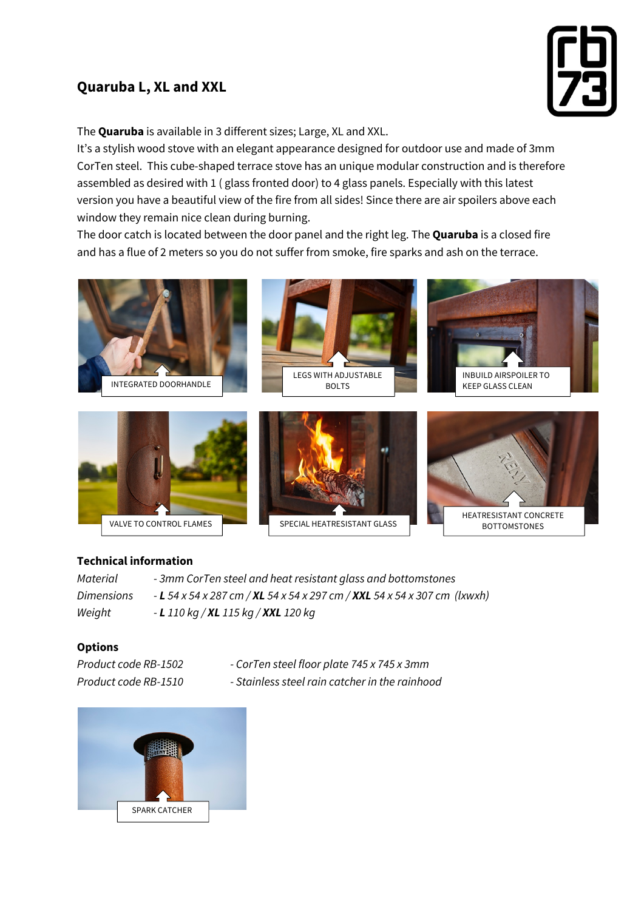# Quaruba L, XL and XXL

The **Quaruba** is available in 3 different sizes; Large, XL and XXL.
It's a stylish wood stove with an elegant appearance designed for outdoor use and made of 3mm CorTen steel. This cube-shaped terrace stove has an unique modular construction and is therefore assembled as desired with 1 ( glass fronted door) to 4 glass panels. Especially with this latest version you have a beautiful view of the fire from all sides! Since there are air spoilers above each window they remain nice clean during burning.
The door catch is located between the door panel and the right leg. The **Quaruba** is a closed fire and has a flue of 2 meters so you do not suffer from smoke, fire sparks and ash on the terrace.

INTEGRATED DOORHANDLE

LEGS WITH ADJUSTABLE BOLTS

INBUILD AIRSPOILER TO KEEP GLASS CLEAN

VALVE TO CONTROL FLAMES

SPECIAL HEATRESISTANT GLASS

HEATRESISTANT CONCRETE BOTTOMSTONES

## Technical information

| | |
|---|---|
| *Material* | *- 3mm CorTen steel and heat resistant glass and bottomstones* |
| *Dimensions* | *- **L** 54 x 54 x 287 cm / **XL** 54 x 54 x 297 cm / **XXL** 54 x 54 x 307 cm (lxwxh)* |
| *Weight* | *- **L** 110 kg / **XL** 115 kg / **XXL** 120 kg* |

## Options

| | |
|---|---|
| *Product code RB-1502* | *- CorTen steel floor plate 745 x 745 x 3mm* |
| *Product code RB-1510* | *- Stainless steel rain catcher in the rainhood* |

SPARK CATCHER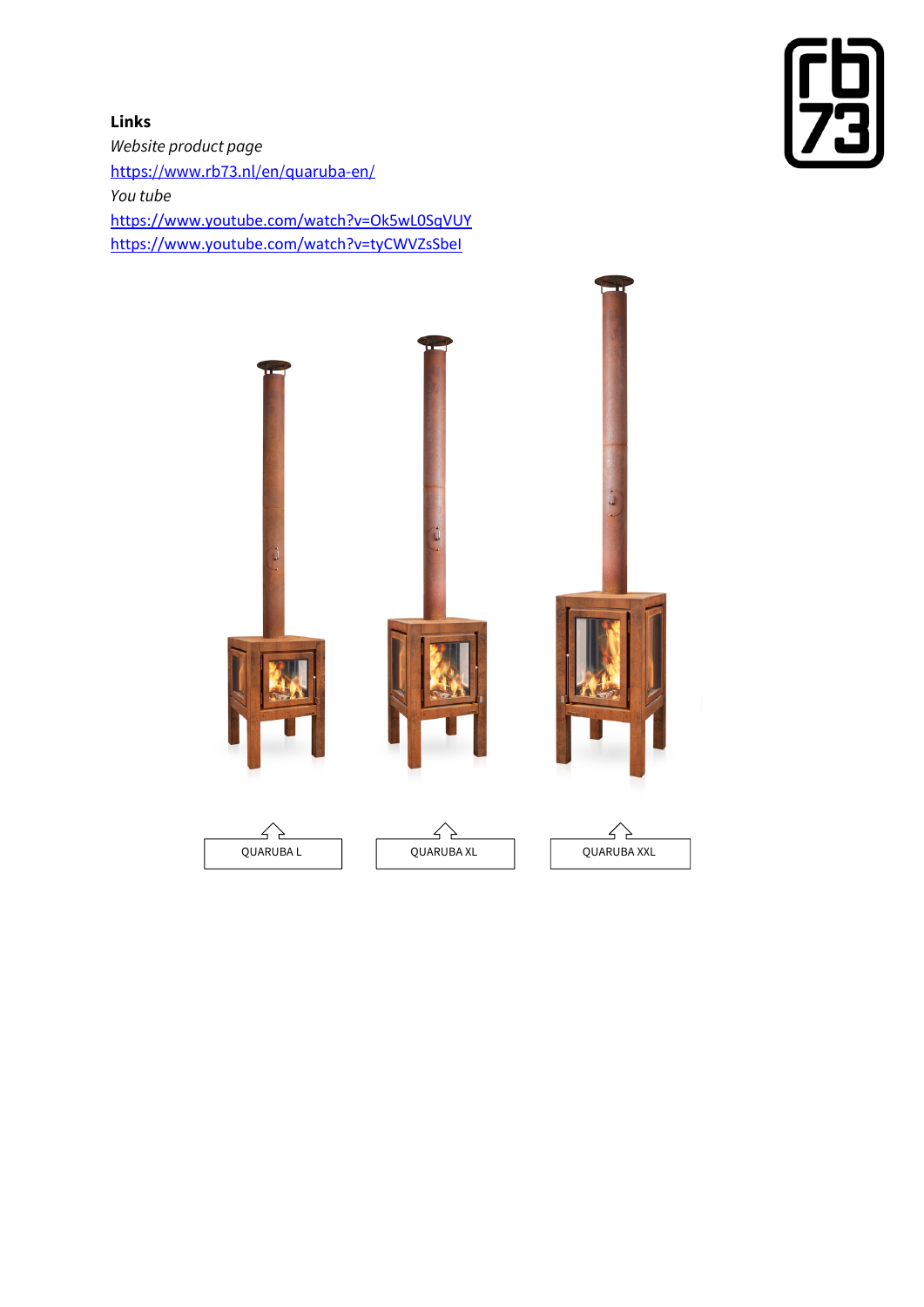**Links**

*Website product page*

https://www.rb73.nl/en/quaruba-en/

*You tube*

https://www.youtube.com/watch?v=Ok5wL0SqVUY

https://www.youtube.com/watch?v=tyCWVZsSbeI

QUARUBA L

QUARUBA XL

QUARUBA XXL